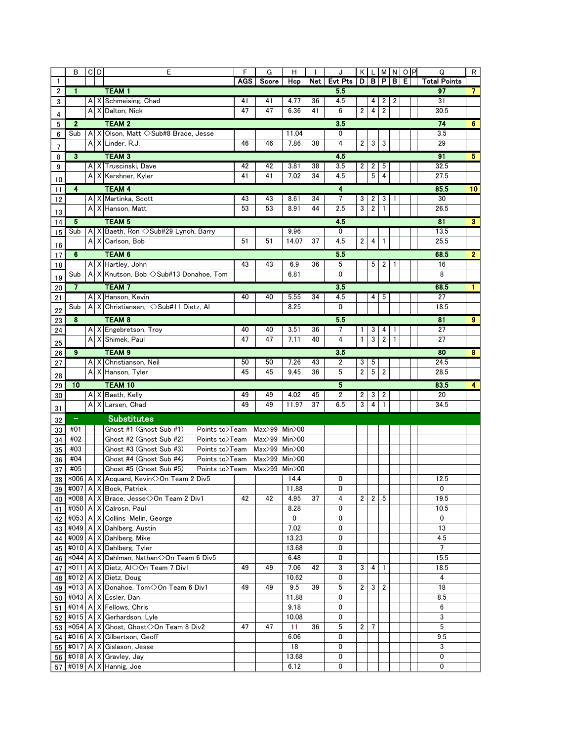| | B | C | D | E | F | G | H | I | J | K | L | M | N | O | P | Q | R |
|---|---|---|---|---|---|---|---|---|---|---|---|---|---|---|---|---|---|
| 1 | | | | | AGS | Score | Hcp | Net | Evt Pts | D | B | P | B | E | | Total Points | |
| 2 | 1 | | | TEAM 1 | | | | | 5.5 | | | | | | | 97 | 7 |
| 3 | | A | X | Schmeising, Chad | 41 | 41 | 4.77 | 36 | 4.5 | | 4 | 2 | 2 | | | 31 | |
| 4 | | A | X | Dalton, Nick | 47 | 47 | 6.36 | 41 | 6 | 2 | 4 | 2 | | | | 30.5 | |
| 5 | 2 | | | TEAM 2 | | | | | 3.5 | | | | | | | 74 | 6 |
| 6 | Sub | A | X | Olson, Matt <>Sub#8 Brace, Jesse | | | 11.04 | | 0 | | | | | | | 3.5 | |
| 7 | | A | X | Linder, R.J. | 46 | 46 | 7.86 | 38 | 4 | 2 | 3 | 3 | | | | 29 | |
| 8 | 3 | | | TEAM 3 | | | | | 4.5 | | | | | | | 91 | 5 |
| 9 | | A | X | Truscinski, Dave | 42 | 42 | 3.81 | 38 | 3.5 | 2 | 2 | 5 | | | | 32.5 | |
| 10 | | A | X | Kershner, Kyler | 41 | 41 | 7.02 | 34 | 4.5 | | 5 | 4 | | | | 27.5 | |
| 11 | 4 | | | TEAM 4 | | | | | 4 | | | | | | | 85.5 | 10 |
| 12 | | A | X | Martinka, Scott | 43 | 43 | 8.61 | 34 | 7 | 3 | 2 | 3 | 1 | | | 30 | |
| 13 | | A | X | Hanson, Matt | 53 | 53 | 8.91 | 44 | 2.5 | 3 | 2 | 1 | | | | 26.5 | |
| 14 | 5 | | | TEAM 5 | | | | | 4.5 | | | | | | | 81 | 3 |
| 15 | Sub | A | X | Baeth, Ron <>Sub#29 Lynch, Barry | | | 9.96 | | 0 | | | | | | | 13.5 | |
| 16 | | A | X | Carlson, Bob | 51 | 51 | 14.07 | 37 | 4.5 | 2 | 4 | 1 | | | | 25.5 | |
| 17 | 6 | | | TEAM 6 | | | | | 5.5 | | | | | | | 68.5 | 2 |
| 18 | | A | X | Hartley, John | 43 | 43 | 6.9 | 36 | 5 | | 5 | 2 | 1 | | | 16 | |
| 19 | Sub | A | X | Knutson, Bob <>Sub#13 Donahoe, Tom | | | 6.81 | | 0 | | | | | | | 8 | |
| 20 | 7 | | | TEAM 7 | | | | | 3.5 | | | | | | | 68.5 | 1 |
| 21 | | A | X | Hanson, Kevin | 40 | 40 | 5.55 | 34 | 4.5 | | 4 | 5 | | | | 27 | |
| 22 | Sub | A | X | Christiansen, <>Sub#11 Dietz, Al | | | 8.25 | | 0 | | | | | | | 18.5 | |
| 23 | 8 | | | TEAM 8 | | | | | 5.5 | | | | | | | 81 | 9 |
| 24 | | A | X | Engebretson, Troy | 40 | 40 | 3.51 | 36 | 7 | 1 | 3 | 4 | 1 | | | 27 | |
| 25 | | A | X | Shimek, Paul | 47 | 47 | 7.11 | 40 | 4 | 1 | 3 | 2 | 1 | | | 27 | |
| 26 | 9 | | | TEAM 9 | | | | | 3.5 | | | | | | | 80 | 8 |
| 27 | | A | X | Christianson, Neil | 50 | 50 | 7.26 | 43 | 2 | 3 | 5 | | | | | 24.5 | |
| 28 | | A | X | Hanson, Tyler | 45 | 45 | 9.45 | 36 | 5 | 2 | 5 | 2 | | | | 28.5 | |
| 29 | 10 | | | TEAM 10 | | | | | 5 | | | | | | | 83.5 | 4 |
| 30 | | A | X | Baeth, Kelly | 49 | 49 | 4.02 | 45 | 2 | 2 | 3 | 2 | | | | 20 | |
| 31 | | A | X | Larsen, Chad | 49 | 49 | 11.97 | 37 | 6.5 | 3 | 4 | 1 | | | | 34.5 | |
| 32 | – | | | **Substitutes** | | | | | | | | | | | | | |
| 33 | #01 | | | Ghost #1 (Ghost Sub #1) Points to>Team | Max>99 | Min>00 | | | | | | | | | | | |
| 34 | #02 | | | Ghost #2 (Ghost Sub #2) Points to>Team | Max>99 | Min>00 | | | | | | | | | | | |
| 35 | #03 | | | Ghost #3 (Ghost Sub #3) Points to>Team | Max>99 | Min>00 | | | | | | | | | | | |
| 36 | #04 | | | Ghost #4 (Ghost Sub #4) Points to>Team | Max>99 | Min>00 | | | | | | | | | | | |
| 37 | #05 | | | Ghost #5 (Ghost Sub #5) Points to>Team | Max>99 | Min>00 | | | | | | | | | | | |
| 38 | *006 | A | X | Acquard, Kevin<>On Team 2 Div5 | | | 14.4 | | 0 | | | | | | | 12.5 | |
| 39 | #007 | A | X | Bock, Patrick | | | 11.88 | | 0 | | | | | | | 0 | |
| 40 | *008 | A | X | Brace, Jesse<>On Team 2 Div1 | 42 | 42 | 4.95 | 37 | 4 | 2 | 2 | 5 | | | | 19.5 | |
| 41 | #050 | A | X | Calrosn, Paul | | | 8.28 | | 0 | | | | | | | 10.5 | |
| 42 | #053 | A | X | Collins-Melin, George | | | 0 | | 0 | | | | | | | 0 | |
| 43 | #049 | A | X | Dahlberg, Austin | | | 7.02 | | 0 | | | | | | | 13 | |
| 44 | #009 | A | X | Dahlberg, Mike | | | 13.23 | | 0 | | | | | | | 4.5 | |
| 45 | #010 | A | X | Dahlberg, Tyler | | | 13.68 | | 0 | | | | | | | 7 | |
| 46 | *044 | A | X | Dahlman, Nathan<>On Team 6 Div5 | | | 6.48 | | 0 | | | | | | | 15.5 | |
| 47 | *011 | A | X | Dietz, Al<>On Team 7 Div1 | 49 | 49 | 7.06 | 42 | 3 | 3 | 4 | 1 | | | | 18.5 | |
| 48 | #012 | A | X | Dietz, Doug | | | 10.62 | | 0 | | | | | | | 4 | |
| 49 | *013 | A | X | Donahoe, Tom<>On Team 6 Div1 | 49 | 49 | 9.5 | 39 | 5 | 2 | 3 | 2 | | | | 18 | |
| 50 | #043 | A | X | Essler, Dan | | | 11.88 | | 0 | | | | | | | 8.5 | |
| 51 | #014 | A | X | Fellows, Chris | | | 9.18 | | 0 | | | | | | | 6 | |
| 52 | #015 | A | X | Gerhardson, Lyle | | | 10.08 | | 0 | | | | | | | 3 | |
| 53 | *054 | A | X | Ghost, Ghost<>On Team 8 Div2 | 47 | 47 | 11 | 36 | 5 | 2 | 7 | | | | | 5 | |
| 54 | #016 | A | X | Gilbertson, Geoff | | | 6.06 | | 0 | | | | | | | 9.5 | |
| 55 | #017 | A | X | Gislason, Jesse | | | 18 | | 0 | | | | | | | 3 | |
| 56 | #018 | A | X | Gravley, Jay | | | 13.68 | | 0 | | | | | | | 0 | |
| 57 | #019 | A | X | Hannig, Joe | | | 6.12 | | 0 | | | | | | | 0 | |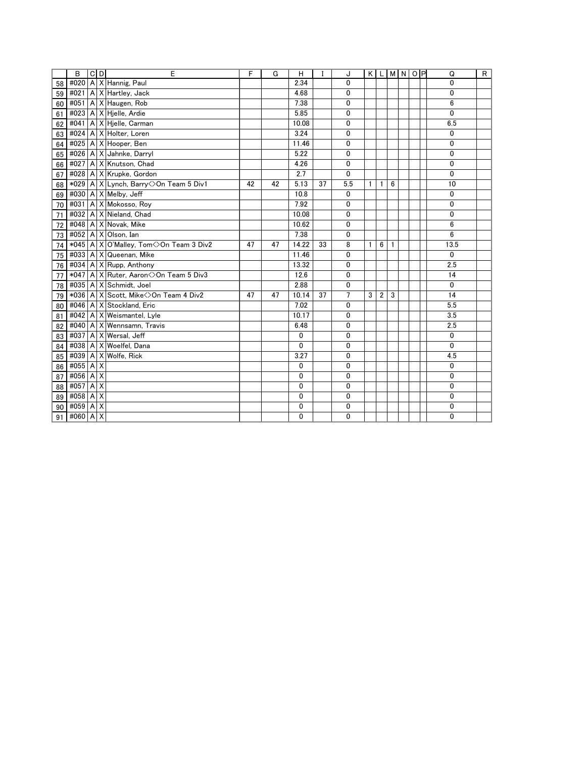| | B | C | D | E | F | G | H | I | J | K | L | M | N | O | P | Q | R |
|---|---|---|---|---|---|---|---|---|---|---|---|---|---|---|---|---|---|
| 58 | #020 | A | X | Hannig, Paul | | | 2.34 | | 0 | | | | | | | 0 | |
| 59 | #021 | A | X | Hartley, Jack | | | 4.68 | | 0 | | | | | | | 0 | |
| 60 | #051 | A | X | Haugen, Rob | | | 7.38 | | 0 | | | | | | | 6 | |
| 61 | #023 | A | X | Hjelle, Ardie | | | 5.85 | | 0 | | | | | | | 0 | |
| 62 | #041 | A | X | Hjelle, Carman | | | 10.08 | | 0 | | | | | | | 6.5 | |
| 63 | #024 | A | X | Holter, Loren | | | 3.24 | | 0 | | | | | | | 0 | |
| 64 | #025 | A | X | Hooper, Ben | | | 11.46 | | 0 | | | | | | | 0 | |
| 65 | #026 | A | X | Jahnke, Darryl | | | 5.22 | | 0 | | | | | | | 0 | |
| 66 | #027 | A | X | Knutson, Chad | | | 4.26 | | 0 | | | | | | | 0 | |
| 67 | #028 | A | X | Krupke, Gordon | | | 2.7 | | 0 | | | | | | | 0 | |
| 68 | *029 | A | X | Lynch, Barry<>On Team 5 Div1 | 42 | 42 | 5.13 | 37 | 5.5 | 1 | 1 | 6 | | | | 10 | |
| 69 | #030 | A | X | Melby, Jeff | | | 10.8 | | 0 | | | | | | | 0 | |
| 70 | #031 | A | X | Mokosso, Roy | | | 7.92 | | 0 | | | | | | | 0 | |
| 71 | #032 | A | X | Nieland, Chad | | | 10.08 | | 0 | | | | | | | 0 | |
| 72 | #048 | A | X | Novak, Mike | | | 10.62 | | 0 | | | | | | | 6 | |
| 73 | #052 | A | X | Olson, Ian | | | 7.38 | | 0 | | | | | | | 6 | |
| 74 | *045 | A | X | O'Malley, Tom<>On Team 3 Div2 | 47 | 47 | 14.22 | 33 | 8 | 1 | 6 | 1 | | | | 13.5 | |
| 75 | #033 | A | X | Queenan, Mike | | | 11.46 | | 0 | | | | | | | 0 | |
| 76 | #034 | A | X | Rupp, Anthony | | | 13.32 | | 0 | | | | | | | 2.5 | |
| 77 | *047 | A | X | Ruter, Aaron<>On Team 5 Div3 | | | 12.6 | | 0 | | | | | | | 14 | |
| 78 | #035 | A | X | Schmidt, Joel | | | 2.88 | | 0 | | | | | | | 0 | |
| 79 | *036 | A | X | Scott, Mike<>On Team 4 Div2 | 47 | 47 | 10.14 | 37 | 7 | 3 | 2 | 3 | | | | 14 | |
| 80 | #046 | A | X | Stockland, Eric | | | 7.02 | | 0 | | | | | | | 5.5 | |
| 81 | #042 | A | X | Weismantel, Lyle | | | 10.17 | | 0 | | | | | | | 3.5 | |
| 82 | #040 | A | X | Wennsamn, Travis | | | 6.48 | | 0 | | | | | | | 2.5 | |
| 83 | #037 | A | X | Wersal, Jeff | | | 0 | | 0 | | | | | | | 0 | |
| 84 | #038 | A | X | Woelfel, Dana | | | 0 | | 0 | | | | | | | 0 | |
| 85 | #039 | A | X | Wolfe, Rick | | | 3.27 | | 0 | | | | | | | 4.5 | |
| 86 | #055 | A | X | | | | 0 | | 0 | | | | | | | 0 | |
| 87 | #056 | A | X | | | | 0 | | 0 | | | | | | | 0 | |
| 88 | #057 | A | X | | | | 0 | | 0 | | | | | | | 0 | |
| 89 | #058 | A | X | | | | 0 | | 0 | | | | | | | 0 | |
| 90 | #059 | A | X | | | | 0 | | 0 | | | | | | | 0 | |
| 91 | #060 | A | X | | | | 0 | | 0 | | | | | | | 0 | |